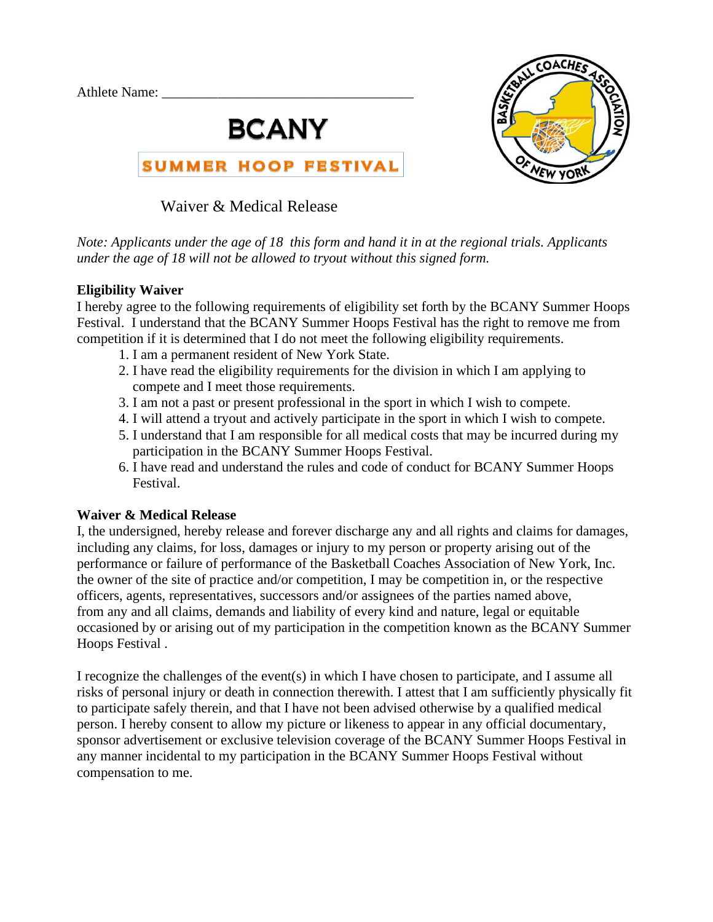Athlete Name: ___________________________________

# BCANY

## SUMMER HOOP FESTIVAL

BASKETBALL COACHES ASSOCIATION OF NEW YORK

### Waiver & Medical Release

*Note: Applicants under the age of 18 this form and hand it in at the regional trials. Applicants under the age of 18 will not be allowed to tryout without this signed form.*

**Eligibility Waiver**

I hereby agree to the following requirements of eligibility set forth by the BCANY Summer Hoops Festival. I understand that the BCANY Summer Hoops Festival has the right to remove me from competition if it is determined that I do not meet the following eligibility requirements.

1. I am a permanent resident of New York State.
2. I have read the eligibility requirements for the division in which I am applying to compete and I meet those requirements.
3. I am not a past or present professional in the sport in which I wish to compete.
4. I will attend a tryout and actively participate in the sport in which I wish to compete.
5. I understand that I am responsible for all medical costs that may be incurred during my participation in the BCANY Summer Hoops Festival.
6. I have read and understand the rules and code of conduct for BCANY Summer Hoops Festival.

**Waiver & Medical Release**

I, the undersigned, hereby release and forever discharge any and all rights and claims for damages, including any claims, for loss, damages or injury to my person or property arising out of the performance or failure of performance of the Basketball Coaches Association of New York, Inc. the owner of the site of practice and/or competition, I may be competition in, or the respective officers, agents, representatives, successors and/or assignees of the parties named above, from any and all claims, demands and liability of every kind and nature, legal or equitable occasioned by or arising out of my participation in the competition known as the BCANY Summer Hoops Festival .

I recognize the challenges of the event(s) in which I have chosen to participate, and I assume all risks of personal injury or death in connection therewith. I attest that I am sufficiently physically fit to participate safely therein, and that I have not been advised otherwise by a qualified medical person. I hereby consent to allow my picture or likeness to appear in any official documentary, sponsor advertisement or exclusive television coverage of the BCANY Summer Hoops Festival in any manner incidental to my participation in the BCANY Summer Hoops Festival without compensation to me.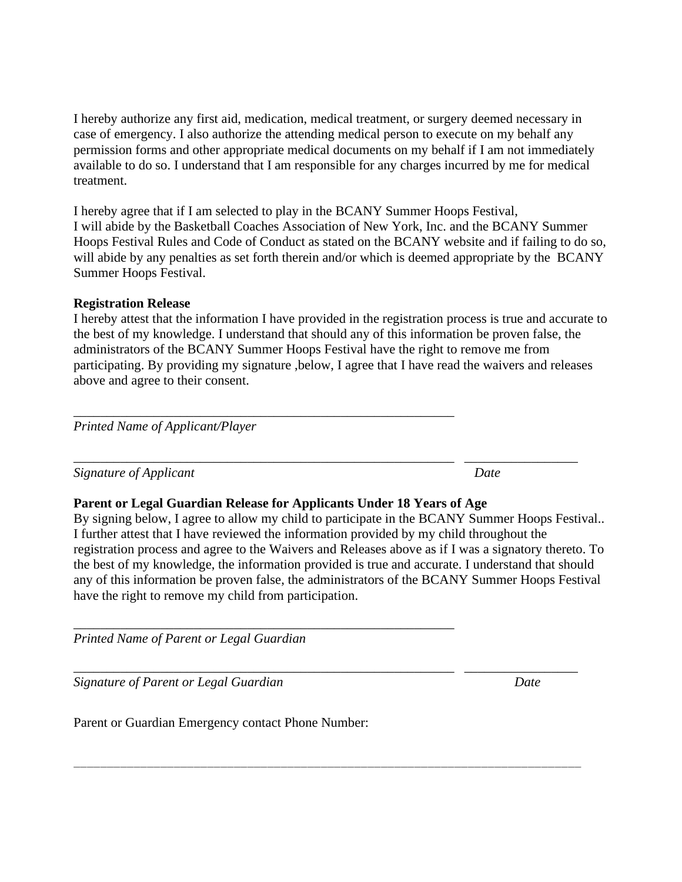I hereby authorize any first aid, medication, medical treatment, or surgery deemed necessary in case of emergency. I also authorize the attending medical person to execute on my behalf any permission forms and other appropriate medical documents on my behalf if I am not immediately available to do so. I understand that I am responsible for any charges incurred by me for medical treatment.

I hereby agree that if I am selected to play in the BCANY Summer Hoops Festival, I will abide by the Basketball Coaches Association of New York, Inc. and the BCANY Summer Hoops Festival Rules and Code of Conduct as stated on the BCANY website and if failing to do so, will abide by any penalties as set forth therein and/or which is deemed appropriate by the BCANY Summer Hoops Festival.

**Registration Release**

I hereby attest that the information I have provided in the registration process is true and accurate to the best of my knowledge. I understand that should any of this information be proven false, the administrators of the BCANY Summer Hoops Festival have the right to remove me from participating. By providing my signature ,below, I agree that I have read the waivers and releases above and agree to their consent.

___________________________________________________________

*Printed Name of Applicant/Player*

___________________________________________________________ _________________

*Signature of Applicant* *Date*

**Parent or Legal Guardian Release for Applicants Under 18 Years of Age**

By signing below, I agree to allow my child to participate in the BCANY Summer Hoops Festival.. I further attest that I have reviewed the information provided by my child throughout the registration process and agree to the Waivers and Releases above as if I was a signatory thereto. To the best of my knowledge, the information provided is true and accurate. I understand that should any of this information be proven false, the administrators of the BCANY Summer Hoops Festival have the right to remove my child from participation.

___________________________________________________________

*Printed Name of Parent or Legal Guardian*

___________________________________________________________ _________________

*Signature of Parent or Legal Guardian* *Date*

Parent or Guardian Emergency contact Phone Number:

_____________________________________________________________________________